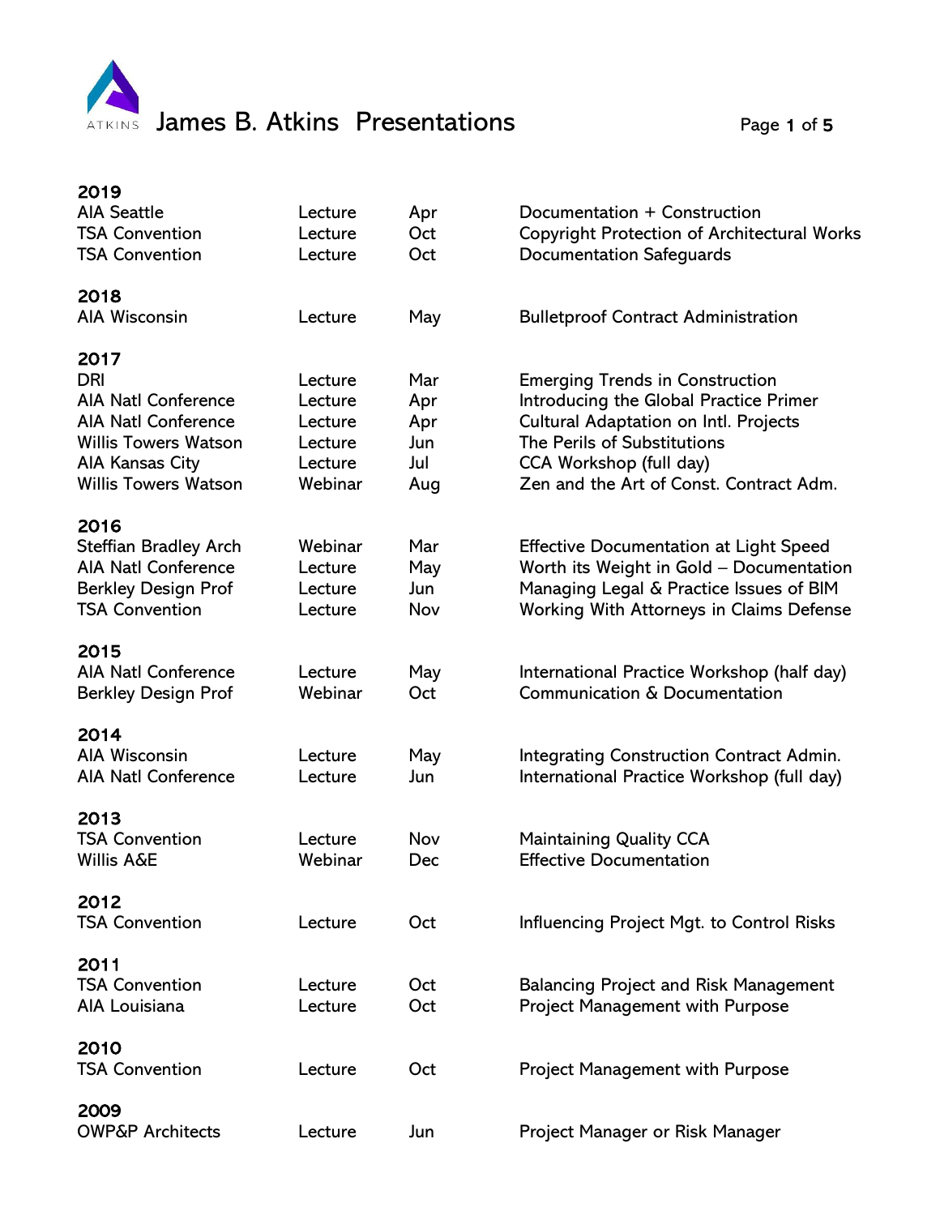# James B. Atkins Presentations

**2019**

| | | | |
|---|---|---|---|
| AIA Seattle | Lecture | Apr | Documentation + Construction |
| TSA Convention | Lecture | Oct | Copyright Protection of Architectural Works |
| TSA Convention | Lecture | Oct | Documentation Safeguards |

**2018**

| | | | |
|---|---|---|---|
| AIA Wisconsin | Lecture | May | Bulletproof Contract Administration |

**2017**

| | | | |
|---|---|---|---|
| DRI | Lecture | Mar | Emerging Trends in Construction |
| AIA Natl Conference | Lecture | Apr | Introducing the Global Practice Primer |
| AIA Natl Conference | Lecture | Apr | Cultural Adaptation on Intl. Projects |
| Willis Towers Watson | Lecture | Jun | The Perils of Substitutions |
| AIA Kansas City | Lecture | Jul | CCA Workshop (full day) |
| Willis Towers Watson | Webinar | Aug | Zen and the Art of Const. Contract Adm. |

**2016**

| | | | |
|---|---|---|---|
| Steffian Bradley Arch | Webinar | Mar | Effective Documentation at Light Speed |
| AIA Natl Conference | Lecture | May | Worth its Weight in Gold – Documentation |
| Berkley Design Prof | Lecture | Jun | Managing Legal & Practice Issues of BIM |
| TSA Convention | Lecture | Nov | Working With Attorneys in Claims Defense |

**2015**

| | | | |
|---|---|---|---|
| AIA Natl Conference | Lecture | May | International Practice Workshop (half day) |
| Berkley Design Prof | Webinar | Oct | Communication & Documentation |

**2014**

| | | | |
|---|---|---|---|
| AIA Wisconsin | Lecture | May | Integrating Construction Contract Admin. |
| AIA Natl Conference | Lecture | Jun | International Practice Workshop (full day) |

**2013**

| | | | |
|---|---|---|---|
| TSA Convention | Lecture | Nov | Maintaining Quality CCA |
| Willis A&E | Webinar | Dec | Effective Documentation |

**2012**

| | | | |
|---|---|---|---|
| TSA Convention | Lecture | Oct | Influencing Project Mgt. to Control Risks |

**2011**

| | | | |
|---|---|---|---|
| TSA Convention | Lecture | Oct | Balancing Project and Risk Management |
| AIA Louisiana | Lecture | Oct | Project Management with Purpose |

**2010**

| | | | |
|---|---|---|---|
| TSA Convention | Lecture | Oct | Project Management with Purpose |

**2009**

| | | | |
|---|---|---|---|
| OWP&P Architects | Lecture | Jun | Project Manager or Risk Manager |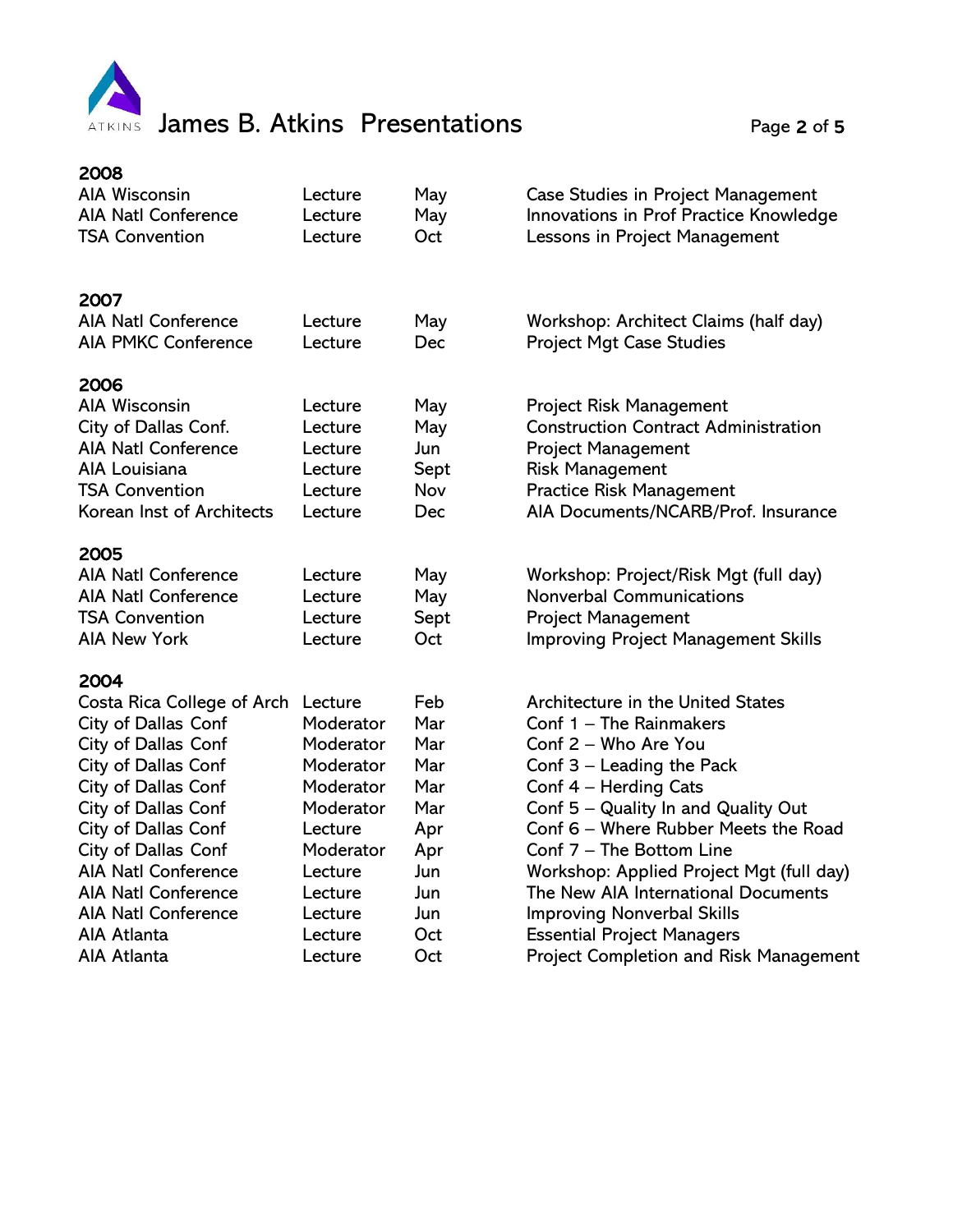## 2008

| | | | |
|---|---|---|---|
| AIA Wisconsin | Lecture | May | Case Studies in Project Management |
| AIA Natl Conference | Lecture | May | Innovations in Prof Practice Knowledge |
| TSA Convention | Lecture | Oct | Lessons in Project Management |

## 2007

| | | | |
|---|---|---|---|
| AIA Natl Conference | Lecture | May | Workshop: Architect Claims (half day) |
| AIA PMKC Conference | Lecture | Dec | Project Mgt Case Studies |

## 2006

| | | | |
|---|---|---|---|
| AIA Wisconsin | Lecture | May | Project Risk Management |
| City of Dallas Conf. | Lecture | May | Construction Contract Administration |
| AIA Natl Conference | Lecture | Jun | Project Management |
| AIA Louisiana | Lecture | Sept | Risk Management |
| TSA Convention | Lecture | Nov | Practice Risk Management |
| Korean Inst of Architects | Lecture | Dec | AIA Documents/NCARB/Prof. Insurance |

## 2005

| | | | |
|---|---|---|---|
| AIA Natl Conference | Lecture | May | Workshop: Project/Risk Mgt (full day) |
| AIA Natl Conference | Lecture | May | Nonverbal Communications |
| TSA Convention | Lecture | Sept | Project Management |
| AIA New York | Lecture | Oct | Improving Project Management Skills |

## 2004

| | | | |
|---|---|---|---|
| Costa Rica College of Arch | Lecture | Feb | Architecture in the United States |
| City of Dallas Conf | Moderator | Mar | Conf 1 – The Rainmakers |
| City of Dallas Conf | Moderator | Mar | Conf 2 – Who Are You |
| City of Dallas Conf | Moderator | Mar | Conf 3 – Leading the Pack |
| City of Dallas Conf | Moderator | Mar | Conf 4 – Herding Cats |
| City of Dallas Conf | Moderator | Mar | Conf 5 – Quality In and Quality Out |
| City of Dallas Conf | Lecture | Apr | Conf 6 – Where Rubber Meets the Road |
| City of Dallas Conf | Moderator | Apr | Conf 7 – The Bottom Line |
| AIA Natl Conference | Lecture | Jun | Workshop: Applied Project Mgt (full day) |
| AIA Natl Conference | Lecture | Jun | The New AIA International Documents |
| AIA Natl Conference | Lecture | Jun | Improving Nonverbal Skills |
| AIA Atlanta | Lecture | Oct | Essential Project Managers |
| AIA Atlanta | Lecture | Oct | Project Completion and Risk Management |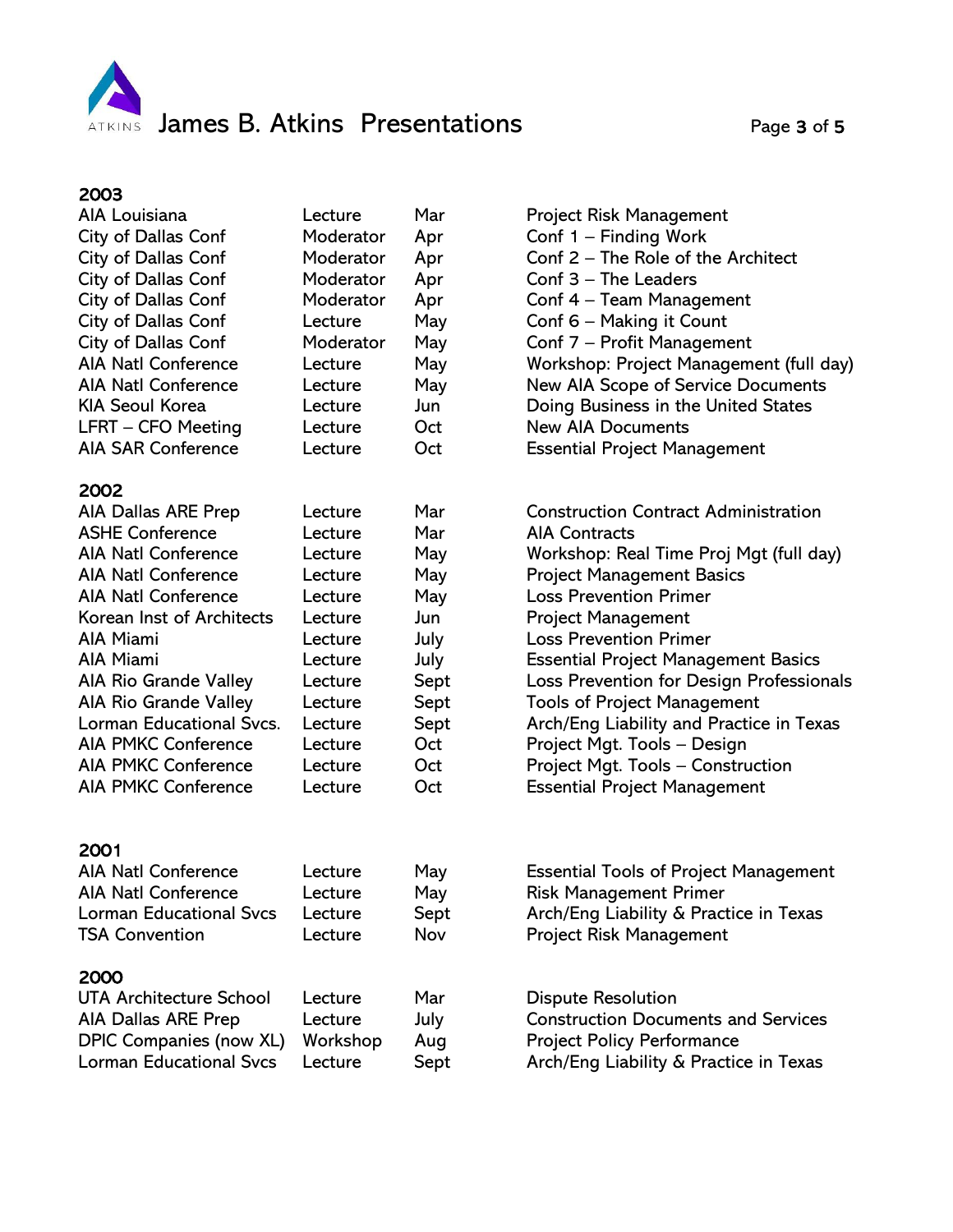## 2003

| | | | |
|---|---|---|---|
| AIA Louisiana | Lecture | Mar | Project Risk Management |
| City of Dallas Conf | Moderator | Apr | Conf 1 – Finding Work |
| City of Dallas Conf | Moderator | Apr | Conf 2 – The Role of the Architect |
| City of Dallas Conf | Moderator | Apr | Conf 3 – The Leaders |
| City of Dallas Conf | Moderator | Apr | Conf 4 – Team Management |
| City of Dallas Conf | Lecture | May | Conf 6 – Making it Count |
| City of Dallas Conf | Moderator | May | Conf 7 – Profit Management |
| AIA Natl Conference | Lecture | May | Workshop: Project Management (full day) |
| AIA Natl Conference | Lecture | May | New AIA Scope of Service Documents |
| KIA Seoul Korea | Lecture | Jun | Doing Business in the United States |
| LFRT – CFO Meeting | Lecture | Oct | New AIA Documents |
| AIA SAR Conference | Lecture | Oct | Essential Project Management |

## 2002

| | | | |
|---|---|---|---|
| AIA Dallas ARE Prep | Lecture | Mar | Construction Contract Administration |
| ASHE Conference | Lecture | Mar | AIA Contracts |
| AIA Natl Conference | Lecture | May | Workshop: Real Time Proj Mgt (full day) |
| AIA Natl Conference | Lecture | May | Project Management Basics |
| AIA Natl Conference | Lecture | May | Loss Prevention Primer |
| Korean Inst of Architects | Lecture | Jun | Project Management |
| AIA Miami | Lecture | July | Loss Prevention Primer |
| AIA Miami | Lecture | July | Essential Project Management Basics |
| AIA Rio Grande Valley | Lecture | Sept | Loss Prevention for Design Professionals |
| AIA Rio Grande Valley | Lecture | Sept | Tools of Project Management |
| Lorman Educational Svcs. | Lecture | Sept | Arch/Eng Liability and Practice in Texas |
| AIA PMKC Conference | Lecture | Oct | Project Mgt. Tools – Design |
| AIA PMKC Conference | Lecture | Oct | Project Mgt. Tools – Construction |
| AIA PMKC Conference | Lecture | Oct | Essential Project Management |

## 2001

| | | | |
|---|---|---|---|
| AIA Natl Conference | Lecture | May | Essential Tools of Project Management |
| AIA Natl Conference | Lecture | May | Risk Management Primer |
| Lorman Educational Svcs | Lecture | Sept | Arch/Eng Liability & Practice in Texas |
| TSA Convention | Lecture | Nov | Project Risk Management |

## 2000

| | | | |
|---|---|---|---|
| UTA Architecture School | Lecture | Mar | Dispute Resolution |
| AIA Dallas ARE Prep | Lecture | July | Construction Documents and Services |
| DPIC Companies (now XL) | Workshop | Aug | Project Policy Performance |
| Lorman Educational Svcs | Lecture | Sept | Arch/Eng Liability & Practice in Texas |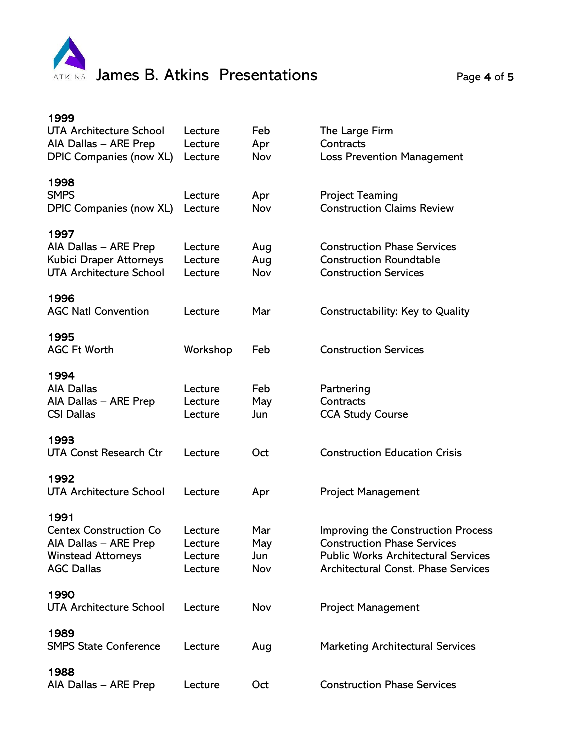### 1999

| | | | |
|---|---|---|---|
| UTA Architecture School | Lecture | Feb | The Large Firm |
| AIA Dallas – ARE Prep | Lecture | Apr | Contracts |
| DPIC Companies (now XL) | Lecture | Nov | Loss Prevention Management |

### 1998

| | | | |
|---|---|---|---|
| SMPS | Lecture | Apr | Project Teaming |
| DPIC Companies (now XL) | Lecture | Nov | Construction Claims Review |

### 1997

| | | | |
|---|---|---|---|
| AIA Dallas – ARE Prep | Lecture | Aug | Construction Phase Services |
| Kubici Draper Attorneys | Lecture | Aug | Construction Roundtable |
| UTA Architecture School | Lecture | Nov | Construction Services |

### 1996

| | | | |
|---|---|---|---|
| AGC Natl Convention | Lecture | Mar | Constructability: Key to Quality |

### 1995

| | | | |
|---|---|---|---|
| AGC Ft Worth | Workshop | Feb | Construction Services |

### 1994

| | | | |
|---|---|---|---|
| AIA Dallas | Lecture | Feb | Partnering |
| AIA Dallas – ARE Prep | Lecture | May | Contracts |
| CSI Dallas | Lecture | Jun | CCA Study Course |

### 1993

| | | | |
|---|---|---|---|
| UTA Const Research Ctr | Lecture | Oct | Construction Education Crisis |

### 1992

| | | | |
|---|---|---|---|
| UTA Architecture School | Lecture | Apr | Project Management |

### 1991

| | | | |
|---|---|---|---|
| Centex Construction Co | Lecture | Mar | Improving the Construction Process |
| AIA Dallas – ARE Prep | Lecture | May | Construction Phase Services |
| Winstead Attorneys | Lecture | Jun | Public Works Architectural Services |
| AGC Dallas | Lecture | Nov | Architectural Const. Phase Services |

### 1990

| | | | |
|---|---|---|---|
| UTA Architecture School | Lecture | Nov | Project Management |

### 1989

| | | | |
|---|---|---|---|
| SMPS State Conference | Lecture | Aug | Marketing Architectural Services |

### 1988

| | | | |
|---|---|---|---|
| AIA Dallas – ARE Prep | Lecture | Oct | Construction Phase Services |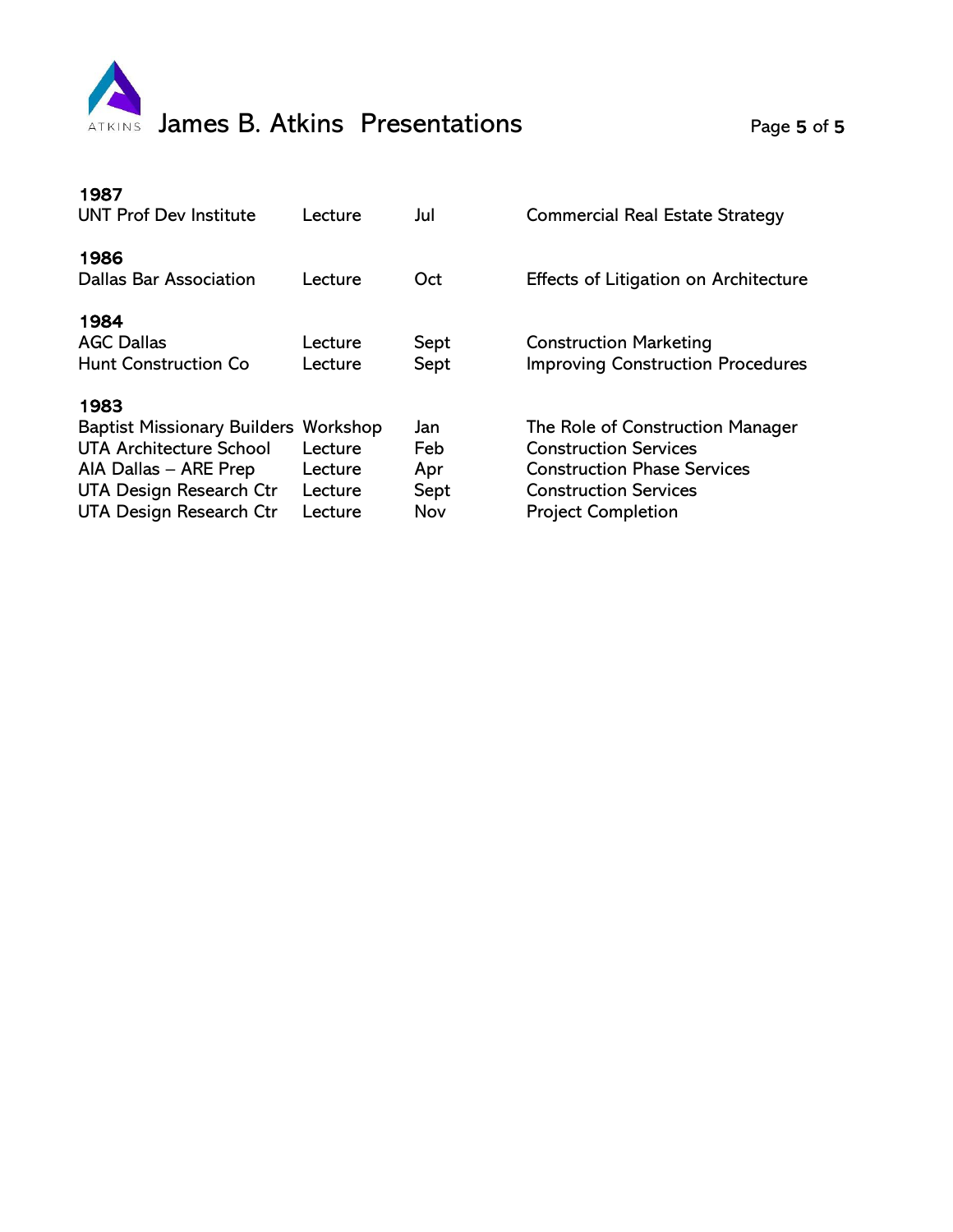**1987**

| | | | |
|---|---|---|---|
| UNT Prof Dev Institute | Lecture | Jul | Commercial Real Estate Strategy |

**1986**

| | | | |
|---|---|---|---|
| Dallas Bar Association | Lecture | Oct | Effects of Litigation on Architecture |

**1984**

| | | | |
|---|---|---|---|
| AGC Dallas | Lecture | Sept | Construction Marketing |
| Hunt Construction Co | Lecture | Sept | Improving Construction Procedures |

**1983**

| | | | |
|---|---|---|---|
| Baptist Missionary Builders | Workshop | Jan | The Role of Construction Manager |
| UTA Architecture School | Lecture | Feb | Construction Services |
| AIA Dallas – ARE Prep | Lecture | Apr | Construction Phase Services |
| UTA Design Research Ctr | Lecture | Sept | Construction Services |
| UTA Design Research Ctr | Lecture | Nov | Project Completion |